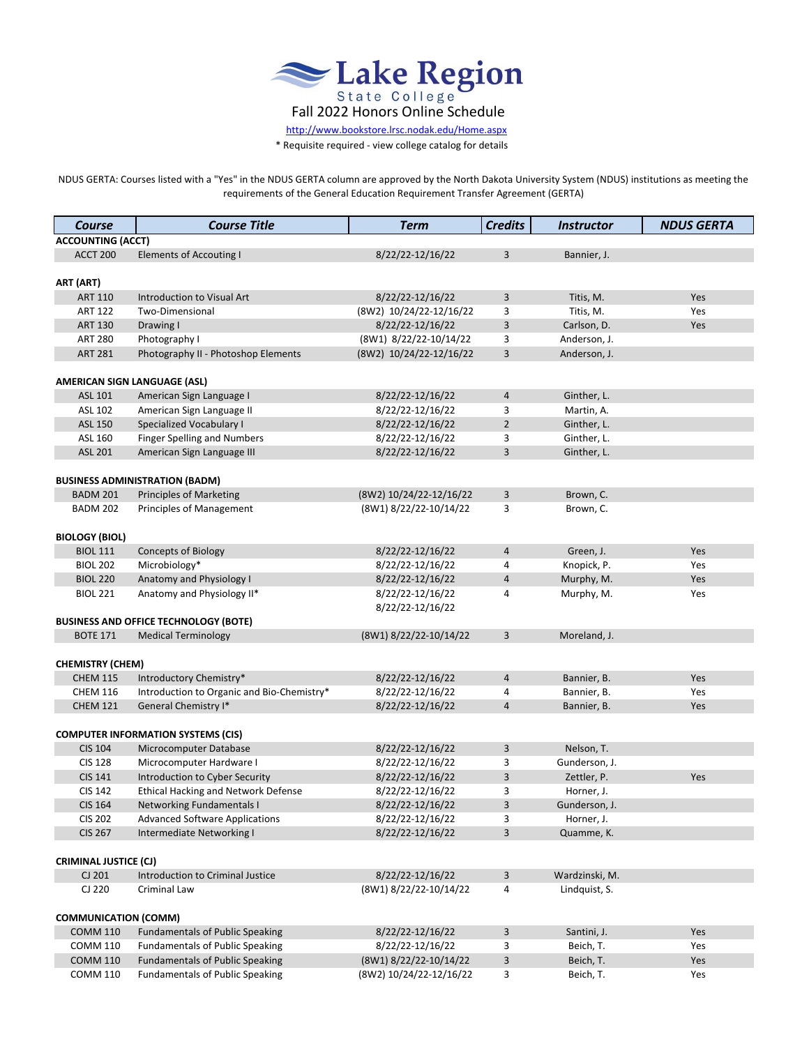# Lake Region State College

## Fall 2022 Honors Online Schedule

http://www.bookstore.lrsc.nodak.edu/Home.aspx

* Requisite required - view college catalog for details

NDUS GERTA: Courses listed with a "Yes" in the NDUS GERTA column are approved by the North Dakota University System (NDUS) institutions as meeting the requirements of the General Education Requirement Transfer Agreement (GERTA)

| Course | Course Title | Term | Credits | Instructor | NDUS GERTA |
|---|---|---|---|---|---|
| **ACCOUNTING (ACCT)** | | | | | |
| ACCT 200 | Elements of Accouting I | 8/22/22-12/16/22 | 3 | Bannier, J. | |
| **ART (ART)** | | | | | |
| ART 110 | Introduction to Visual Art | 8/22/22-12/16/22 | 3 | Titis, M. | Yes |
| ART 122 | Two-Dimensional | (8W2) 10/24/22-12/16/22 | 3 | Titis, M. | Yes |
| ART 130 | Drawing I | 8/22/22-12/16/22 | 3 | Carlson, D. | Yes |
| ART 280 | Photography I | (8W1) 8/22/22-10/14/22 | 3 | Anderson, J. | |
| ART 281 | Photography II - Photoshop Elements | (8W2) 10/24/22-12/16/22 | 3 | Anderson, J. | |
| **AMERICAN SIGN LANGUAGE (ASL)** | | | | | |
| ASL 101 | American Sign Language I | 8/22/22-12/16/22 | 4 | Ginther, L. | |
| ASL 102 | American Sign Language II | 8/22/22-12/16/22 | 3 | Martin, A. | |
| ASL 150 | Specialized Vocabulary I | 8/22/22-12/16/22 | 2 | Ginther, L. | |
| ASL 160 | Finger Spelling and Numbers | 8/22/22-12/16/22 | 3 | Ginther, L. | |
| ASL 201 | American Sign Language III | 8/22/22-12/16/22 | 3 | Ginther, L. | |
| **BUSINESS ADMINISTRATION (BADM)** | | | | | |
| BADM 201 | Principles of Marketing | (8W2) 10/24/22-12/16/22 | 3 | Brown, C. | |
| BADM 202 | Principles of Management | (8W1) 8/22/22-10/14/22 | 3 | Brown, C. | |
| **BIOLOGY (BIOL)** | | | | | |
| BIOL 111 | Concepts of Biology | 8/22/22-12/16/22 | 4 | Green, J. | Yes |
| BIOL 202 | Microbiology* | 8/22/22-12/16/22 | 4 | Knopick, P. | Yes |
| BIOL 220 | Anatomy and Physiology I | 8/22/22-12/16/22 | 4 | Murphy, M. | Yes |
| BIOL 221 | Anatomy and Physiology II* | 8/22/22-12/16/22<br>8/22/22-12/16/22 | 4 | Murphy, M. | Yes |
| **BUSINESS AND OFFICE TECHNOLOGY (BOTE)** | | | | | |
| BOTE 171 | Medical Terminology | (8W1) 8/22/22-10/14/22 | 3 | Moreland, J. | |
| **CHEMISTRY (CHEM)** | | | | | |
| CHEM 115 | Introductory Chemistry* | 8/22/22-12/16/22 | 4 | Bannier, B. | Yes |
| CHEM 116 | Introduction to Organic and Bio-Chemistry* | 8/22/22-12/16/22 | 4 | Bannier, B. | Yes |
| CHEM 121 | General Chemistry I* | 8/22/22-12/16/22 | 4 | Bannier, B. | Yes |
| **COMPUTER INFORMATION SYSTEMS (CIS)** | | | | | |
| CIS 104 | Microcomputer Database | 8/22/22-12/16/22 | 3 | Nelson, T. | |
| CIS 128 | Microcomputer Hardware I | 8/22/22-12/16/22 | 3 | Gunderson, J. | |
| CIS 141 | Introduction to Cyber Security | 8/22/22-12/16/22 | 3 | Zettler, P. | Yes |
| CIS 142 | Ethical Hacking and Network Defense | 8/22/22-12/16/22 | 3 | Horner, J. | |
| CIS 164 | Networking Fundamentals I | 8/22/22-12/16/22 | 3 | Gunderson, J. | |
| CIS 202 | Advanced Software Applications | 8/22/22-12/16/22 | 3 | Horner, J. | |
| CIS 267 | Intermediate Networking I | 8/22/22-12/16/22 | 3 | Quamme, K. | |
| **CRIMINAL JUSTICE (CJ)** | | | | | |
| CJ 201 | Introduction to Criminal Justice | 8/22/22-12/16/22 | 3 | Wardzinski, M. | |
| CJ 220 | Criminal Law | (8W1) 8/22/22-10/14/22 | 4 | Lindquist, S. | |
| **COMMUNICATION (COMM)** | | | | | |
| COMM 110 | Fundamentals of Public Speaking | 8/22/22-12/16/22 | 3 | Santini, J. | Yes |
| COMM 110 | Fundamentals of Public Speaking | 8/22/22-12/16/22 | 3 | Beich, T. | Yes |
| COMM 110 | Fundamentals of Public Speaking | (8W1) 8/22/22-10/14/22 | 3 | Beich, T. | Yes |
| COMM 110 | Fundamentals of Public Speaking | (8W2) 10/24/22-12/16/22 | 3 | Beich, T. | Yes |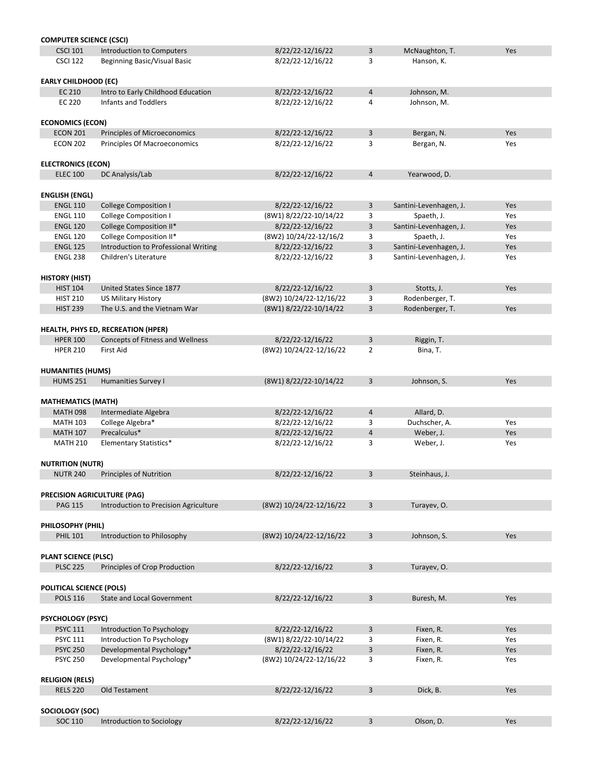**COMPUTER SCIENCE (CSCI)**

| | | | | | |
|---|---|---|---|---|---|
| CSCI 101 | Introduction to Computers | 8/22/22-12/16/22 | 3 | McNaughton, T. | Yes |
| CSCI 122 | Beginning Basic/Visual Basic | 8/22/22-12/16/22 | 3 | Hanson, K. | |

**EARLY CHILDHOOD (EC)**

| | | | | | |
|---|---|---|---|---|---|
| EC 210 | Intro to Early Childhood Education | 8/22/22-12/16/22 | 4 | Johnson, M. | |
| EC 220 | Infants and Toddlers | 8/22/22-12/16/22 | 4 | Johnson, M. | |

**ECONOMICS (ECON)**

| | | | | | |
|---|---|---|---|---|---|
| ECON 201 | Principles of Microeconomics | 8/22/22-12/16/22 | 3 | Bergan, N. | Yes |
| ECON 202 | Principles Of Macroeconomics | 8/22/22-12/16/22 | 3 | Bergan, N. | Yes |

**ELECTRONICS (ECON)**

| | | | | | |
|---|---|---|---|---|---|
| ELEC 100 | DC Analysis/Lab | 8/22/22-12/16/22 | 4 | Yearwood, D. | |

**ENGLISH (ENGL)**

| | | | | | |
|---|---|---|---|---|---|
| ENGL 110 | College Composition I | 8/22/22-12/16/22 | 3 | Santini-Levenhagen, J. | Yes |
| ENGL 110 | College Composition I | (8W1) 8/22/22-10/14/22 | 3 | Spaeth, J. | Yes |
| ENGL 120 | College Composition II* | 8/22/22-12/16/22 | 3 | Santini-Levenhagen, J. | Yes |
| ENGL 120 | College Composition II* | (8W2) 10/24/22-12/16/2 | 3 | Spaeth, J. | Yes |
| ENGL 125 | Introduction to Professional Writing | 8/22/22-12/16/22 | 3 | Santini-Levenhagen, J. | Yes |
| ENGL 238 | Children's Literature | 8/22/22-12/16/22 | 3 | Santini-Levenhagen, J. | Yes |

**HISTORY (HIST)**

| | | | | | |
|---|---|---|---|---|---|
| HIST 104 | United States Since 1877 | 8/22/22-12/16/22 | 3 | Stotts, J. | Yes |
| HIST 210 | US Military History | (8W2) 10/24/22-12/16/22 | 3 | Rodenberger, T. | |
| HIST 239 | The U.S. and the Vietnam War | (8W1) 8/22/22-10/14/22 | 3 | Rodenberger, T. | Yes |

**HEALTH, PHYS ED, RECREATION (HPER)**

| | | | | | |
|---|---|---|---|---|---|
| HPER 100 | Concepts of Fitness and Wellness | 8/22/22-12/16/22 | 3 | Riggin, T. | |
| HPER 210 | First Aid | (8W2) 10/24/22-12/16/22 | 2 | Bina, T. | |

**HUMANITIES (HUMS)**

| | | | | | |
|---|---|---|---|---|---|
| HUMS 251 | Humanities Survey I | (8W1) 8/22/22-10/14/22 | 3 | Johnson, S. | Yes |

**MATHEMATICS (MATH)**

| | | | | | |
|---|---|---|---|---|---|
| MATH 098 | Intermediate Algebra | 8/22/22-12/16/22 | 4 | Allard, D. | |
| MATH 103 | College Algebra* | 8/22/22-12/16/22 | 3 | Duchscher, A. | Yes |
| MATH 107 | Precalculus* | 8/22/22-12/16/22 | 4 | Weber, J. | Yes |
| MATH 210 | Elementary Statistics* | 8/22/22-12/16/22 | 3 | Weber, J. | Yes |

**NUTRITION (NUTR)**

| | | | | | |
|---|---|---|---|---|---|
| NUTR 240 | Principles of Nutrition | 8/22/22-12/16/22 | 3 | Steinhaus, J. | |

**PRECISION AGRICULTURE (PAG)**

| | | | | | |
|---|---|---|---|---|---|
| PAG 115 | Introduction to Precision Agriculture | (8W2) 10/24/22-12/16/22 | 3 | Turayev, O. | |

**PHILOSOPHY (PHIL)**

| | | | | | |
|---|---|---|---|---|---|
| PHIL 101 | Introduction to Philosophy | (8W2) 10/24/22-12/16/22 | 3 | Johnson, S. | Yes |

**PLANT SCIENCE (PLSC)**

| | | | | | |
|---|---|---|---|---|---|
| PLSC 225 | Principles of Crop Production | 8/22/22-12/16/22 | 3 | Turayev, O. | |

**POLITICAL SCIENCE (POLS)**

| | | | | | |
|---|---|---|---|---|---|
| POLS 116 | State and Local Government | 8/22/22-12/16/22 | 3 | Buresh, M. | Yes |

**PSYCHOLOGY (PSYC)**

| | | | | | |
|---|---|---|---|---|---|
| PSYC 111 | Introduction To Psychology | 8/22/22-12/16/22 | 3 | Fixen, R. | Yes |
| PSYC 111 | Introduction To Psychology | (8W1) 8/22/22-10/14/22 | 3 | Fixen, R. | Yes |
| PSYC 250 | Developmental Psychology* | 8/22/22-12/16/22 | 3 | Fixen, R. | Yes |
| PSYC 250 | Developmental Psychology* | (8W2) 10/24/22-12/16/22 | 3 | Fixen, R. | Yes |

**RELIGION (RELS)**

| | | | | | |
|---|---|---|---|---|---|
| RELS 220 | Old Testament | 8/22/22-12/16/22 | 3 | Dick, B. | Yes |

**SOCIOLOGY (SOC)**

| | | | | | |
|---|---|---|---|---|---|
| SOC 110 | Introduction to Sociology | 8/22/22-12/16/22 | 3 | Olson, D. | Yes |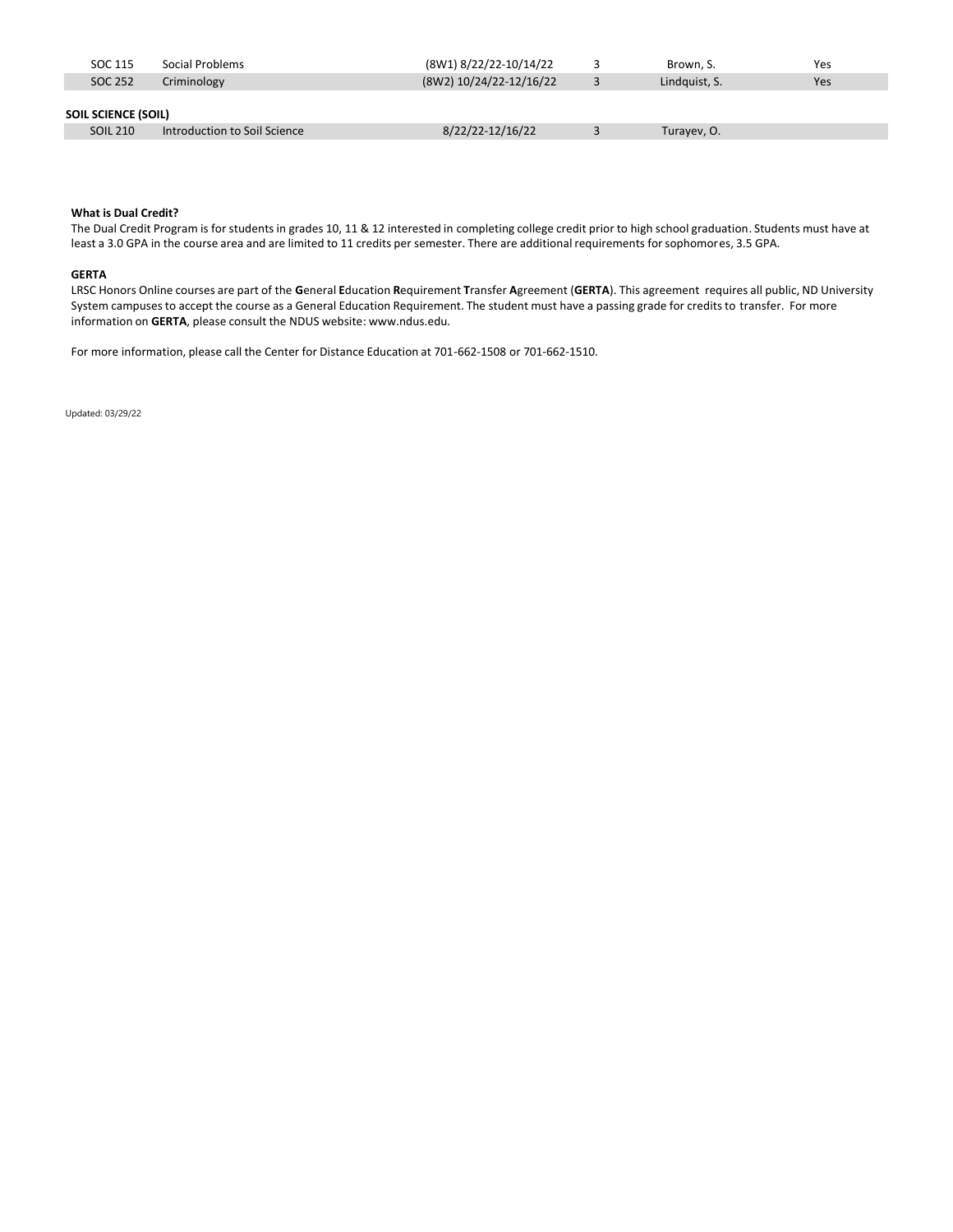| | | | | | |
|---|---|---|---|---|---|
| SOC 115 | Social Problems | (8W1) 8/22/22-10/14/22 | 3 | Brown, S. | Yes |
| SOC 252 | Criminology | (8W2) 10/24/22-12/16/22 | 3 | Lindquist, S. | Yes |

**SOIL SCIENCE (SOIL)**

| | | | | | |
|---|---|---|---|---|---|
| SOIL 210 | Introduction to Soil Science | 8/22/22-12/16/22 | 3 | Turayev, O. | |

**What is Dual Credit?**

The Dual Credit Program is for students in grades 10, 11 & 12 interested in completing college credit prior to high school graduation. Students must have at least a 3.0 GPA in the course area and are limited to 11 credits per semester. There are additional requirements for sophomores, 3.5 GPA.

**GERTA**

LRSC Honors Online courses are part of the **G**eneral **E**ducation **R**equirement **T**ransfer **A**greement (**GERTA**). This agreement requires all public, ND University System campuses to accept the course as a General Education Requirement. The student must have a passing grade for credits to transfer. For more information on **GERTA**, please consult the NDUS website: www.ndus.edu.

For more information, please call the Center for Distance Education at 701-662-1508 or 701-662-1510.

Updated: 03/29/22